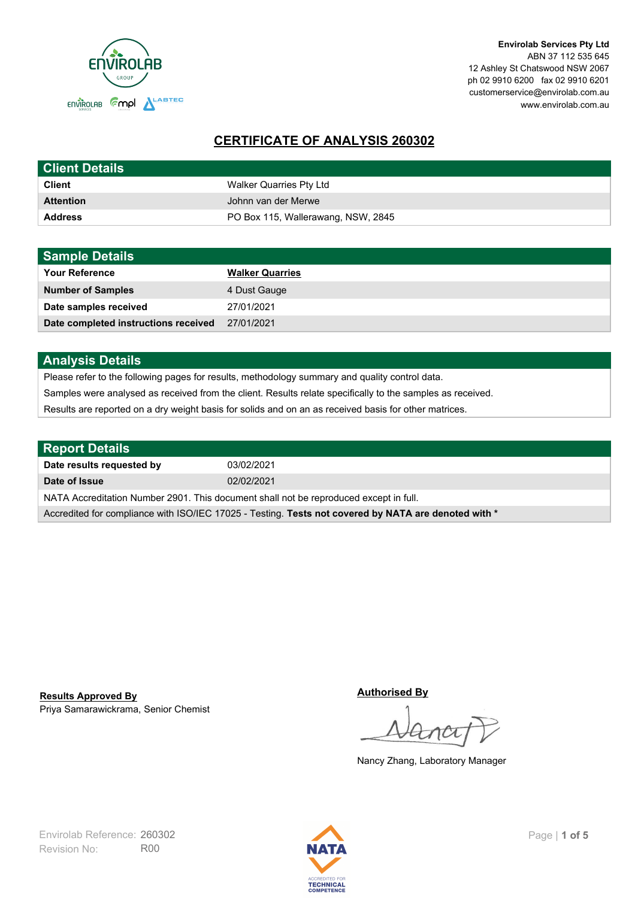**Envirolab Services Pty Ltd**
ABN 37 112 535 645
12 Ashley St Chatswood NSW 2067
ph 02 9910 6200 fax 02 9910 6201
customerservice@envirolab.com.au
www.envirolab.com.au

# CERTIFICATE OF ANALYSIS 260302

| Client Details | |
|---|---|
| **Client** | Walker Quarries Pty Ltd |
| **Attention** | Johnn van der Merwe |
| **Address** | PO Box 115, Wallerawang, NSW, 2845 |

| Sample Details | |
|---|---|
| **Your Reference** | **Walker Quarries** |
| **Number of Samples** | 4 Dust Gauge |
| **Date samples received** | 27/01/2021 |
| **Date completed instructions received** | 27/01/2021 |

## Analysis Details

Please refer to the following pages for results, methodology summary and quality control data.

Samples were analysed as received from the client. Results relate specifically to the samples as received.

Results are reported on a dry weight basis for solids and on an as received basis for other matrices.

| Report Details | |
|---|---|
| **Date results requested by** | 03/02/2021 |
| **Date of Issue** | 02/02/2021 |

NATA Accreditation Number 2901. This document shall not be reproduced except in full.

Accredited for compliance with ISO/IEC 17025 - Testing. **Tests not covered by NATA are denoted with ***

**Results Approved By**
Priya Samarawickrama, Senior Chemist

**Authorised By**
Nancy Zhang, Laboratory Manager

Envirolab Reference: 260302
Revision No: R00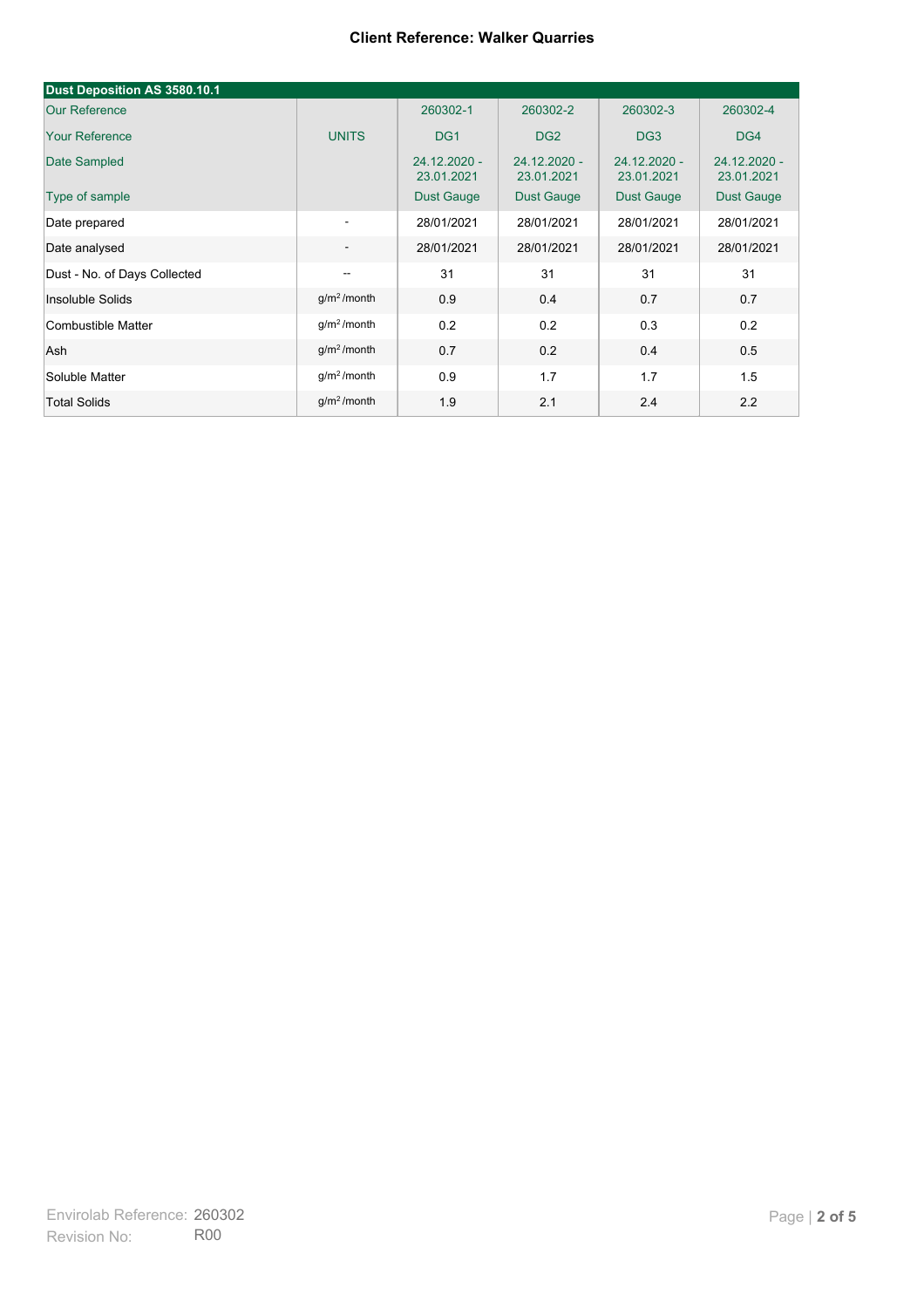**Client Reference: Walker Quarries**

| Dust Deposition AS 3580.10.1 | | | | | |
|---|---|---|---|---|---|
| Our Reference | | 260302-1 | 260302-2 | 260302-3 | 260302-4 |
| Your Reference | UNITS | DG1 | DG2 | DG3 | DG4 |
| Date Sampled | | 24.12.2020 - 23.01.2021 | 24.12.2020 - 23.01.2021 | 24.12.2020 - 23.01.2021 | 24.12.2020 - 23.01.2021 |
| Type of sample | | Dust Gauge | Dust Gauge | Dust Gauge | Dust Gauge |
| Date prepared | - | 28/01/2021 | 28/01/2021 | 28/01/2021 | 28/01/2021 |
| Date analysed | - | 28/01/2021 | 28/01/2021 | 28/01/2021 | 28/01/2021 |
| Dust - No. of Days Collected | -- | 31 | 31 | 31 | 31 |
| Insoluble Solids | $g/m^2$ /month | 0.9 | 0.4 | 0.7 | 0.7 |
| Combustible Matter | $g/m^2$ /month | 0.2 | 0.2 | 0.3 | 0.2 |
| Ash | $g/m^2$ /month | 0.7 | 0.2 | 0.4 | 0.5 |
| Soluble Matter | $g/m^2$ /month | 0.9 | 1.7 | 1.7 | 1.5 |
| Total Solids | $g/m^2$ /month | 1.9 | 2.1 | 2.4 | 2.2 |

Envirolab Reference: 260302
Revision No: R00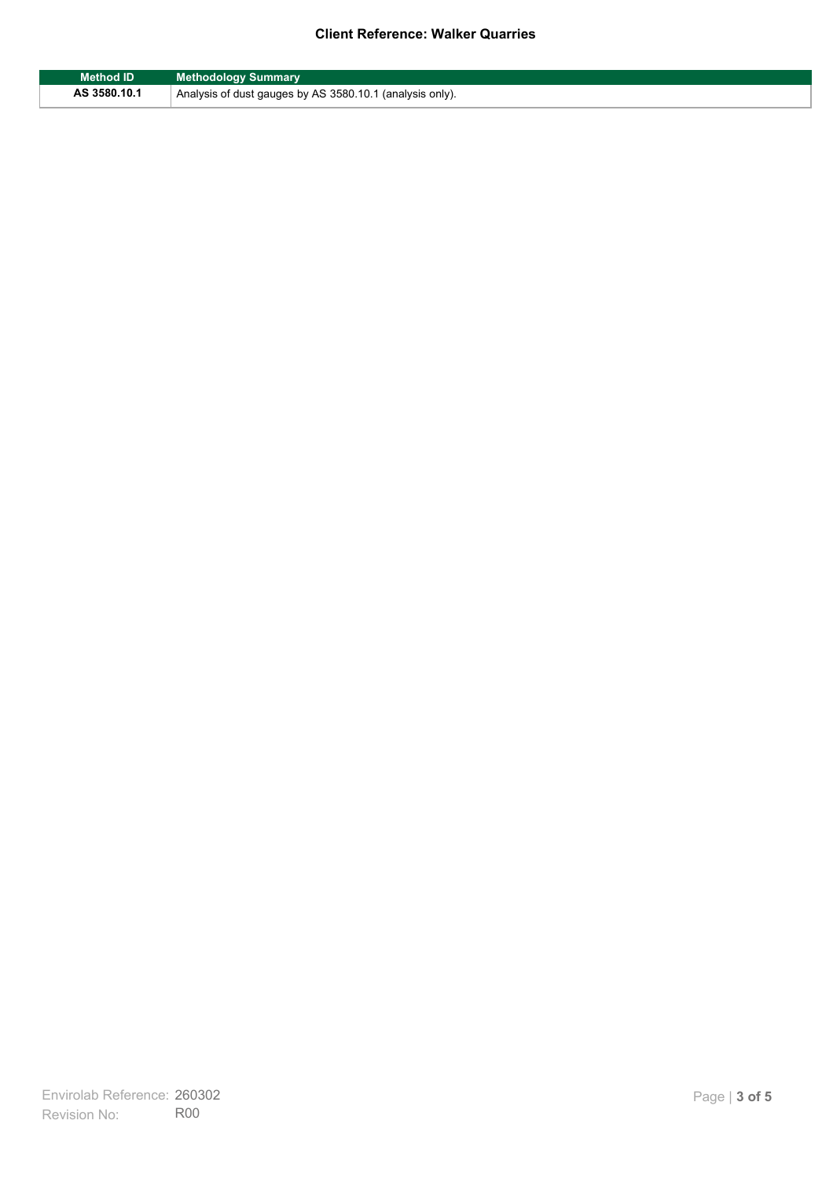| Method ID | Methodology Summary |
| --- | --- |
| AS 3580.10.1 | Analysis of dust gauges by AS 3580.10.1 (analysis only). |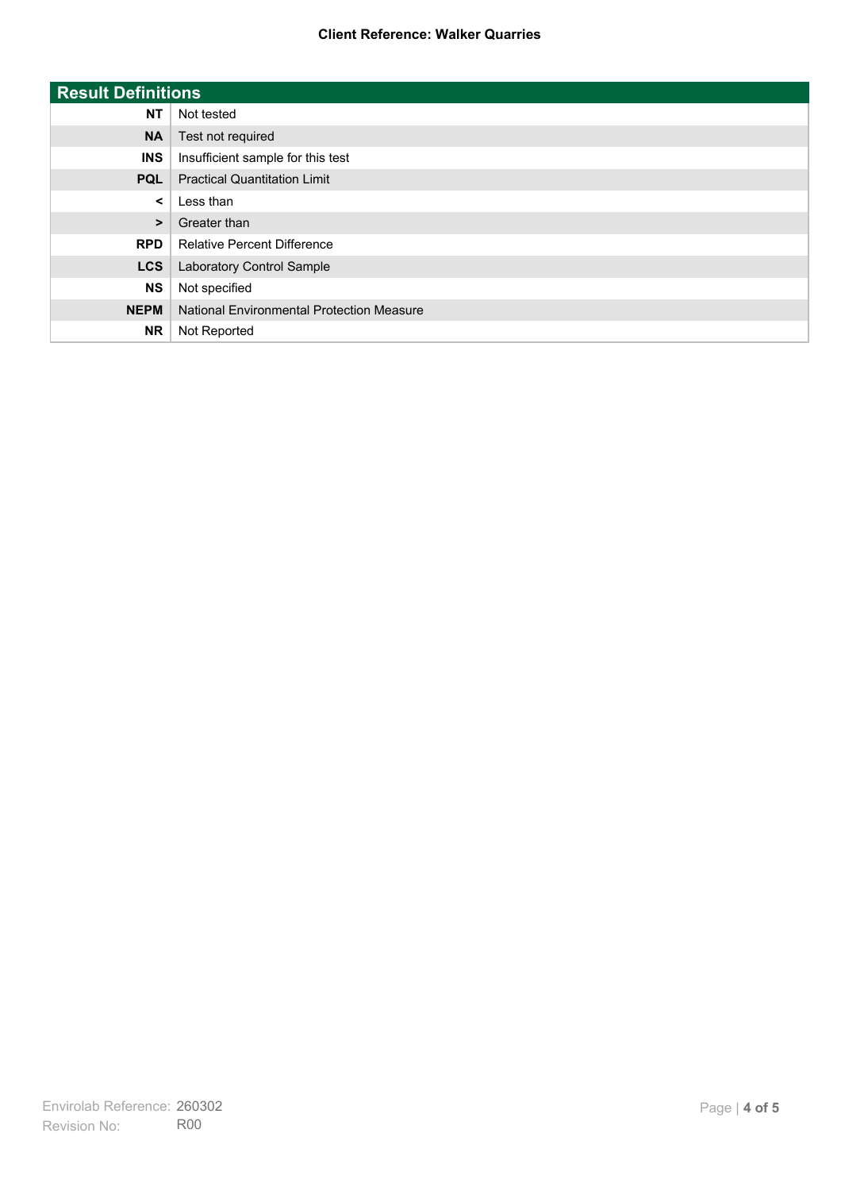## Result Definitions

| | |
|---|---|
| **NT** | Not tested |
| **NA** | Test not required |
| **INS** | Insufficient sample for this test |
| **PQL** | Practical Quantitation Limit |
| **<** | Less than |
| **>** | Greater than |
| **RPD** | Relative Percent Difference |
| **LCS** | Laboratory Control Sample |
| **NS** | Not specified |
| **NEPM** | National Environmental Protection Measure |
| **NR** | Not Reported |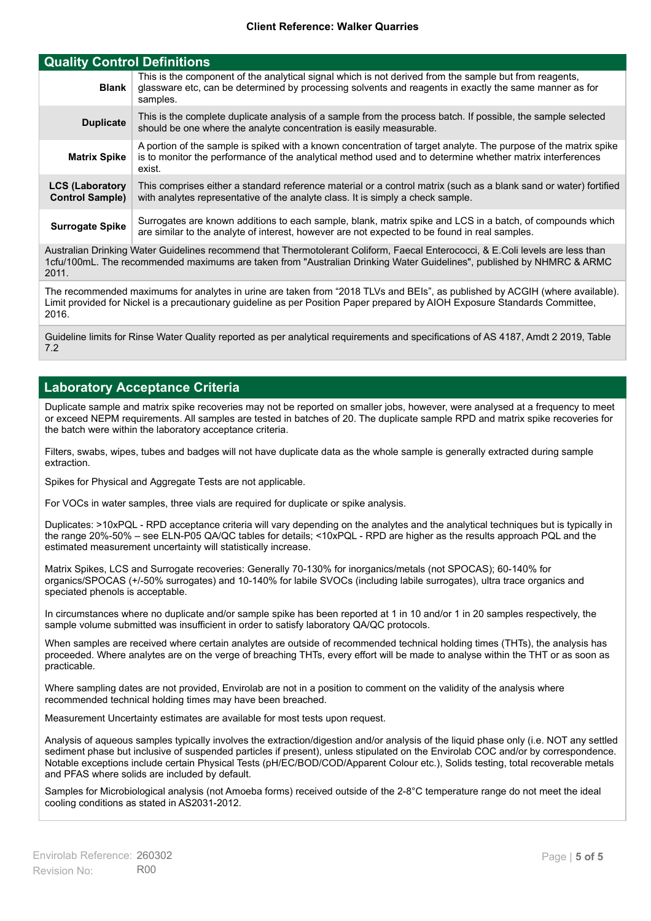## Quality Control Definitions

| | |
|---|---|
| **Blank** | This is the component of the analytical signal which is not derived from the sample but from reagents, glassware etc, can be determined by processing solvents and reagents in exactly the same manner as for samples. |
| **Duplicate** | This is the complete duplicate analysis of a sample from the process batch. If possible, the sample selected should be one where the analyte concentration is easily measurable. |
| **Matrix Spike** | A portion of the sample is spiked with a known concentration of target analyte. The purpose of the matrix spike is to monitor the performance of the analytical method used and to determine whether matrix interferences exist. |
| **LCS (Laboratory Control Sample)** | This comprises either a standard reference material or a control matrix (such as a blank sand or water) fortified with analytes representative of the analyte class. It is simply a check sample. |
| **Surrogate Spike** | Surrogates are known additions to each sample, blank, matrix spike and LCS in a batch, of compounds which are similar to the analyte of interest, however are not expected to be found in real samples. |

Australian Drinking Water Guidelines recommend that Thermotolerant Coliform, Faecal Enterococci, & E.Coli levels are less than 1cfu/100mL. The recommended maximums are taken from "Australian Drinking Water Guidelines", published by NHMRC & ARMC 2011.

The recommended maximums for analytes in urine are taken from “2018 TLVs and BEIs”, as published by ACGIH (where available). Limit provided for Nickel is a precautionary guideline as per Position Paper prepared by AIOH Exposure Standards Committee, 2016.

Guideline limits for Rinse Water Quality reported as per analytical requirements and specifications of AS 4187, Amdt 2 2019, Table 7.2

## Laboratory Acceptance Criteria

Duplicate sample and matrix spike recoveries may not be reported on smaller jobs, however, were analysed at a frequency to meet or exceed NEPM requirements. All samples are tested in batches of 20. The duplicate sample RPD and matrix spike recoveries for the batch were within the laboratory acceptance criteria.

Filters, swabs, wipes, tubes and badges will not have duplicate data as the whole sample is generally extracted during sample extraction.

Spikes for Physical and Aggregate Tests are not applicable.

For VOCs in water samples, three vials are required for duplicate or spike analysis.

Duplicates: >10xPQL - RPD acceptance criteria will vary depending on the analytes and the analytical techniques but is typically in the range 20%-50% – see ELN-P05 QA/QC tables for details; <10xPQL - RPD are higher as the results approach PQL and the estimated measurement uncertainty will statistically increase.

Matrix Spikes, LCS and Surrogate recoveries: Generally 70-130% for inorganics/metals (not SPOCAS); 60-140% for organics/SPOCAS (+/-50% surrogates) and 10-140% for labile SVOCs (including labile surrogates), ultra trace organics and speciated phenols is acceptable.

In circumstances where no duplicate and/or sample spike has been reported at 1 in 10 and/or 1 in 20 samples respectively, the sample volume submitted was insufficient in order to satisfy laboratory QA/QC protocols.

When samples are received where certain analytes are outside of recommended technical holding times (THTs), the analysis has proceeded. Where analytes are on the verge of breaching THTs, every effort will be made to analyse within the THT or as soon as practicable.

Where sampling dates are not provided, Envirolab are not in a position to comment on the validity of the analysis where recommended technical holding times may have been breached.

Measurement Uncertainty estimates are available for most tests upon request.

Analysis of aqueous samples typically involves the extraction/digestion and/or analysis of the liquid phase only (i.e. NOT any settled sediment phase but inclusive of suspended particles if present), unless stipulated on the Envirolab COC and/or by correspondence. Notable exceptions include certain Physical Tests (pH/EC/BOD/COD/Apparent Colour etc.), Solids testing, total recoverable metals and PFAS where solids are included by default.

Samples for Microbiological analysis (not Amoeba forms) received outside of the 2-8°C temperature range do not meet the ideal cooling conditions as stated in AS2031-2012.